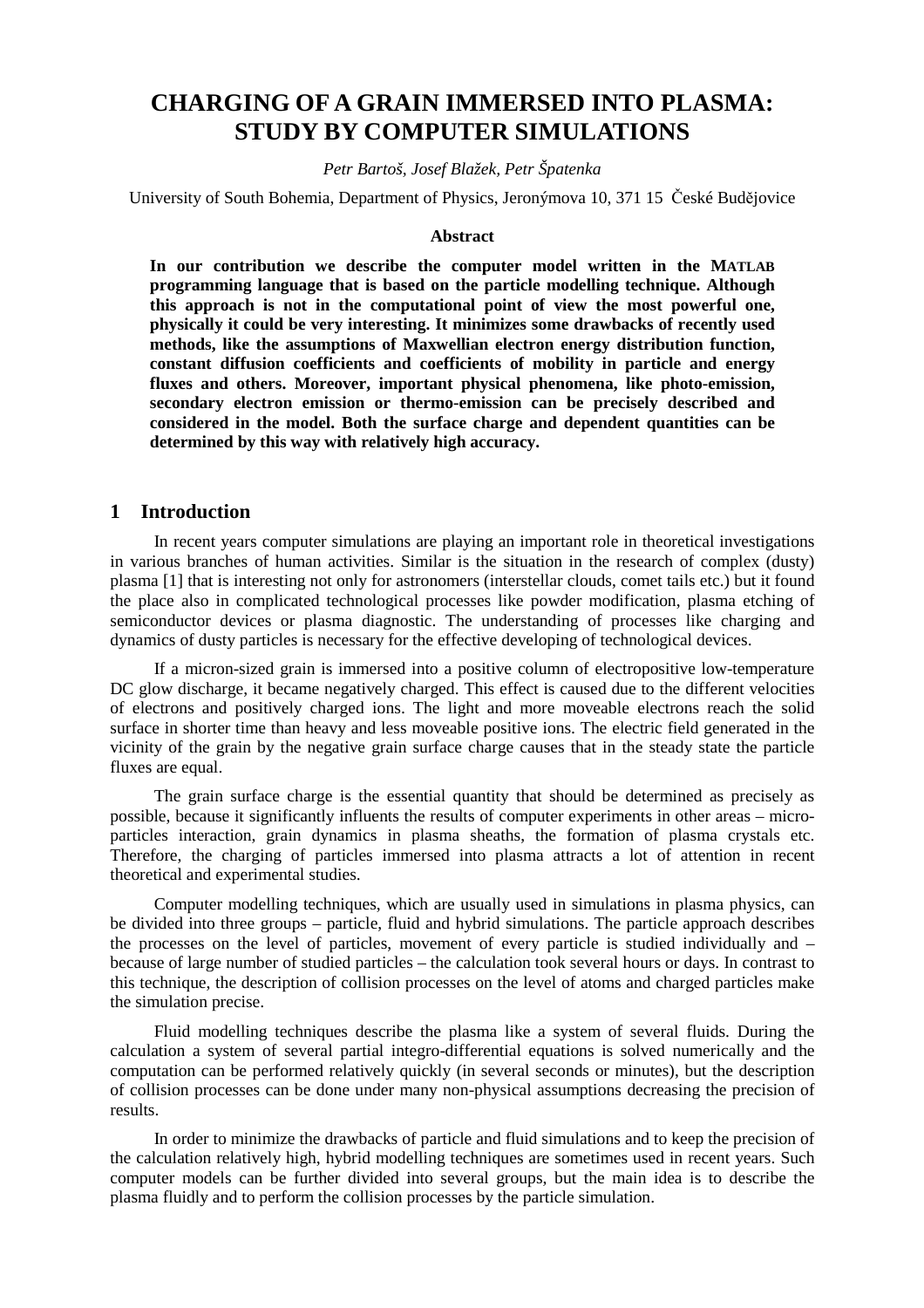# CHARGING OF A GRAIN IMMERSED INTO PLASMA: STUDY BY COMPUTER SIMULATIONS

*Petr Bartoš, Josef Blažek, Petr Špatenka*

University of South Bohemia, Department of Physics, Jeronýmova 10, 371 15 České Budějovice

**Abstract**

**In our contribution we describe the computer model written in the MATLAB programming language that is based on the particle modelling technique. Although this approach is not in the computational point of view the most powerful one, physically it could be very interesting. It minimizes some drawbacks of recently used methods, like the assumptions of Maxwellian electron energy distribution function, constant diffusion coefficients and coefficients of mobility in particle and energy fluxes and others. Moreover, important physical phenomena, like photo-emission, secondary electron emission or thermo-emission can be precisely described and considered in the model. Both the surface charge and dependent quantities can be determined by this way with relatively high accuracy.**

## 1 Introduction

In recent years computer simulations are playing an important role in theoretical investigations in various branches of human activities. Similar is the situation in the research of complex (dusty) plasma [1] that is interesting not only for astronomers (interstellar clouds, comet tails etc.) but it found the place also in complicated technological processes like powder modification, plasma etching of semiconductor devices or plasma diagnostic. The understanding of processes like charging and dynamics of dusty particles is necessary for the effective developing of technological devices.

If a micron-sized grain is immersed into a positive column of electropositive low-temperature DC glow discharge, it became negatively charged. This effect is caused due to the different velocities of electrons and positively charged ions. The light and more moveable electrons reach the solid surface in shorter time than heavy and less moveable positive ions. The electric field generated in the vicinity of the grain by the negative grain surface charge causes that in the steady state the particle fluxes are equal.

The grain surface charge is the essential quantity that should be determined as precisely as possible, because it significantly influents the results of computer experiments in other areas – micro-particles interaction, grain dynamics in plasma sheaths, the formation of plasma crystals etc. Therefore, the charging of particles immersed into plasma attracts a lot of attention in recent theoretical and experimental studies.

Computer modelling techniques, which are usually used in simulations in plasma physics, can be divided into three groups – particle, fluid and hybrid simulations. The particle approach describes the processes on the level of particles, movement of every particle is studied individually and – because of large number of studied particles – the calculation took several hours or days. In contrast to this technique, the description of collision processes on the level of atoms and charged particles make the simulation precise.

Fluid modelling techniques describe the plasma like a system of several fluids. During the calculation a system of several partial integro-differential equations is solved numerically and the computation can be performed relatively quickly (in several seconds or minutes), but the description of collision processes can be done under many non-physical assumptions decreasing the precision of results.

In order to minimize the drawbacks of particle and fluid simulations and to keep the precision of the calculation relatively high, hybrid modelling techniques are sometimes used in recent years. Such computer models can be further divided into several groups, but the main idea is to describe the plasma fluidly and to perform the collision processes by the particle simulation.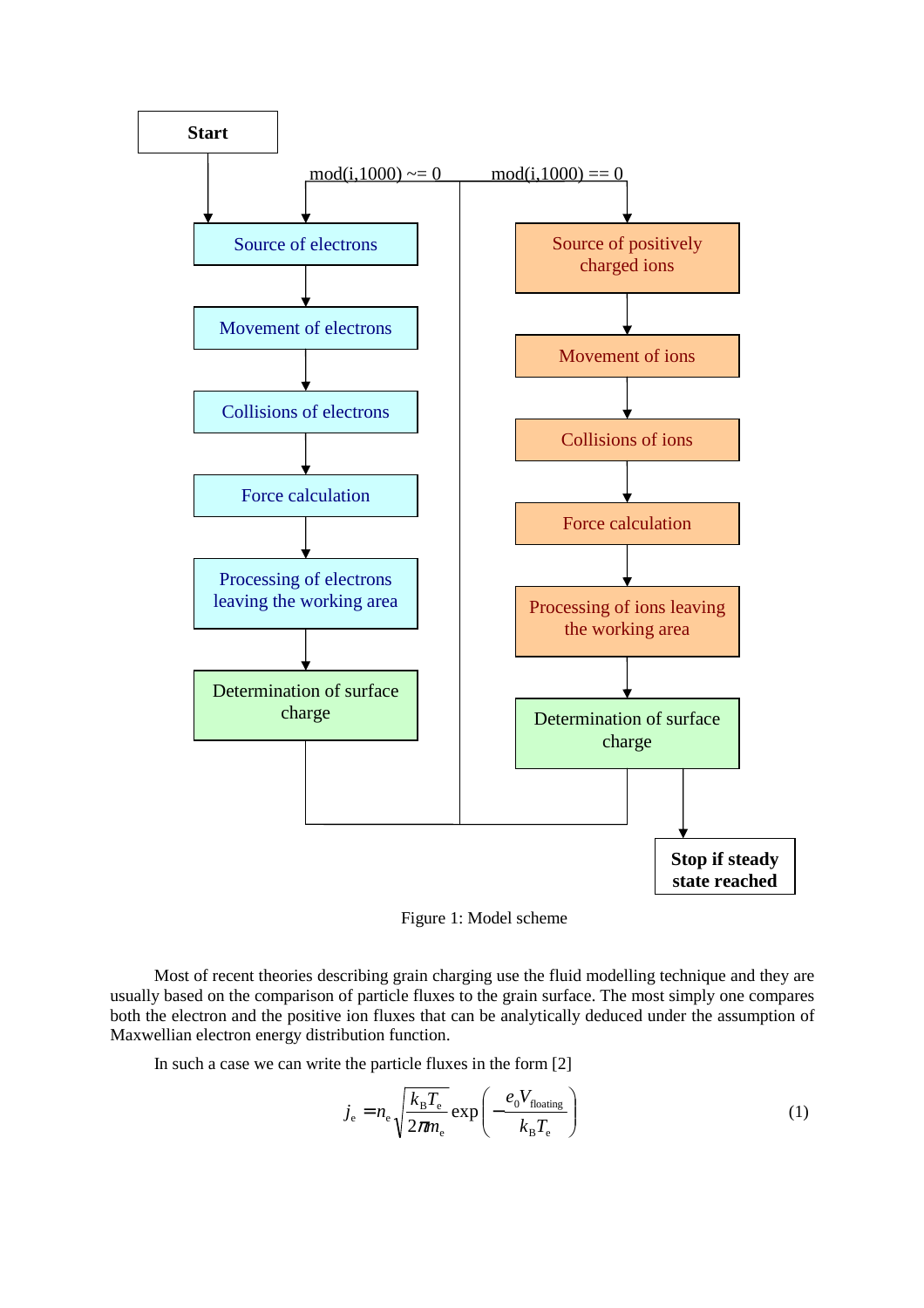Start

mod(i,1000) ~= 0

mod(i,1000) == 0

Source of electrons

Movement of electrons

Collisions of electrons

Force calculation

Processing of electrons leaving the working area

Determination of surface charge

Source of positively charged ions

Movement of ions

Collisions of ions

Force calculation

Processing of ions leaving the working area

Determination of surface charge

Stop if steady state reached

Figure 1: Model scheme

Most of recent theories describing grain charging use the fluid modelling technique and they are usually based on the comparison of particle fluxes to the grain surface. The most simply one compares both the electron and the positive ion fluxes that can be analytically deduced under the assumption of Maxwellian electron energy distribution function.

In such a case we can write the particle fluxes in the form [2]

$$j_e = n_e \sqrt{\frac{k_B T_e}{2\pi m_e}} \exp\left( -\frac{e_0 V_{floating}}{k_B T_e} \right) \tag{1}$$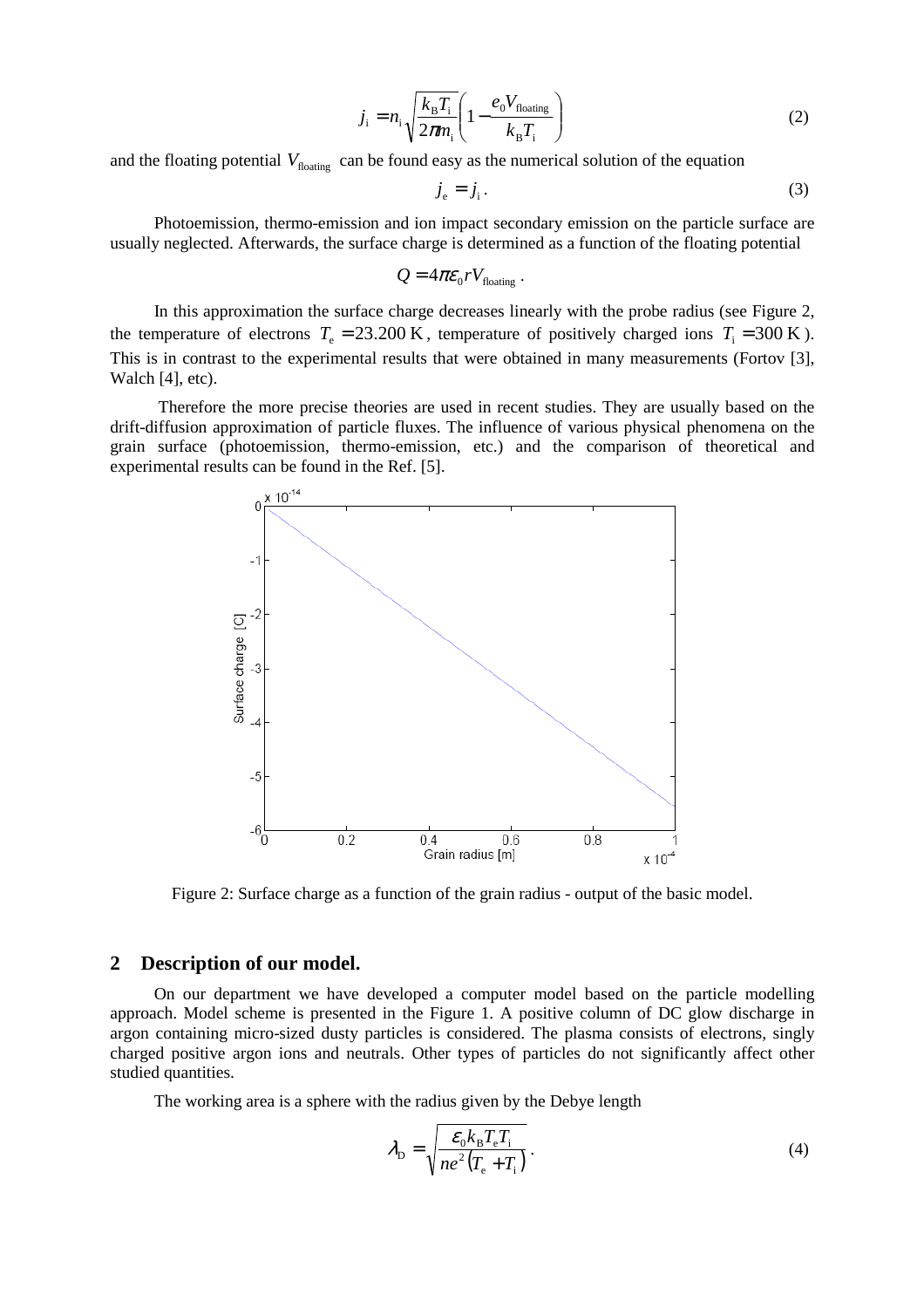$$j_\mathrm{i} = n_\mathrm{i}\sqrt{\frac{k_\mathrm{B}T_\mathrm{i}}{2\pi m_\mathrm{i}}}\left(1 - \frac{e_0 V_\mathrm{floating}}{k_\mathrm{B}T_\mathrm{i}}\right) \tag{2}$$

and the floating potential $V_\mathrm{floating}$ can be found easy as the numerical solution of the equation

$$j_\mathrm{e} = j_\mathrm{i}. \tag{3}$$

Photoemission, thermo-emission and ion impact secondary emission on the particle surface are usually neglected. Afterwards, the surface charge is determined as a function of the floating potential

$$Q = 4\pi\varepsilon_0 r V_\mathrm{floating}.$$

In this approximation the surface charge decreases linearly with the probe radius (see Figure 2, the temperature of electrons $T_\mathrm{e} = 23.200\ \mathrm{K}$, temperature of positively charged ions $T_\mathrm{i} = 300\ \mathrm{K}$). This is in contrast to the experimental results that were obtained in many measurements (Fortov [3], Walch [4], etc).

Therefore the more precise theories are used in recent studies. They are usually based on the drift-diffusion approximation of particle fluxes. The influence of various physical phenomena on the grain surface (photoemission, thermo-emission, etc.) and the comparison of theoretical and experimental results can be found in the Ref. [5].

x 10^-14
0
-1
-2
-3
-4
-5
-6
Surface charge [C]
0
0.2
0.4
0.6
0.8
1
Grain radius [m]
x 10^-4

Figure 2: Surface charge as a function of the grain radius - output of the basic model.

## 2 Description of our model.

On our department we have developed a computer model based on the particle modelling approach. Model scheme is presented in the Figure 1. A positive column of DC glow discharge in argon containing micro-sized dusty particles is considered. The plasma consists of electrons, singly charged positive argon ions and neutrals. Other types of particles do not significantly affect other studied quantities.

The working area is a sphere with the radius given by the Debye length

$$\lambda_\mathrm{D} = \sqrt{\frac{\varepsilon_0 k_\mathrm{B} T_\mathrm{e} T_\mathrm{i}}{ne^2\left(T_\mathrm{e} + T_\mathrm{i}\right)}}. \tag{4}$$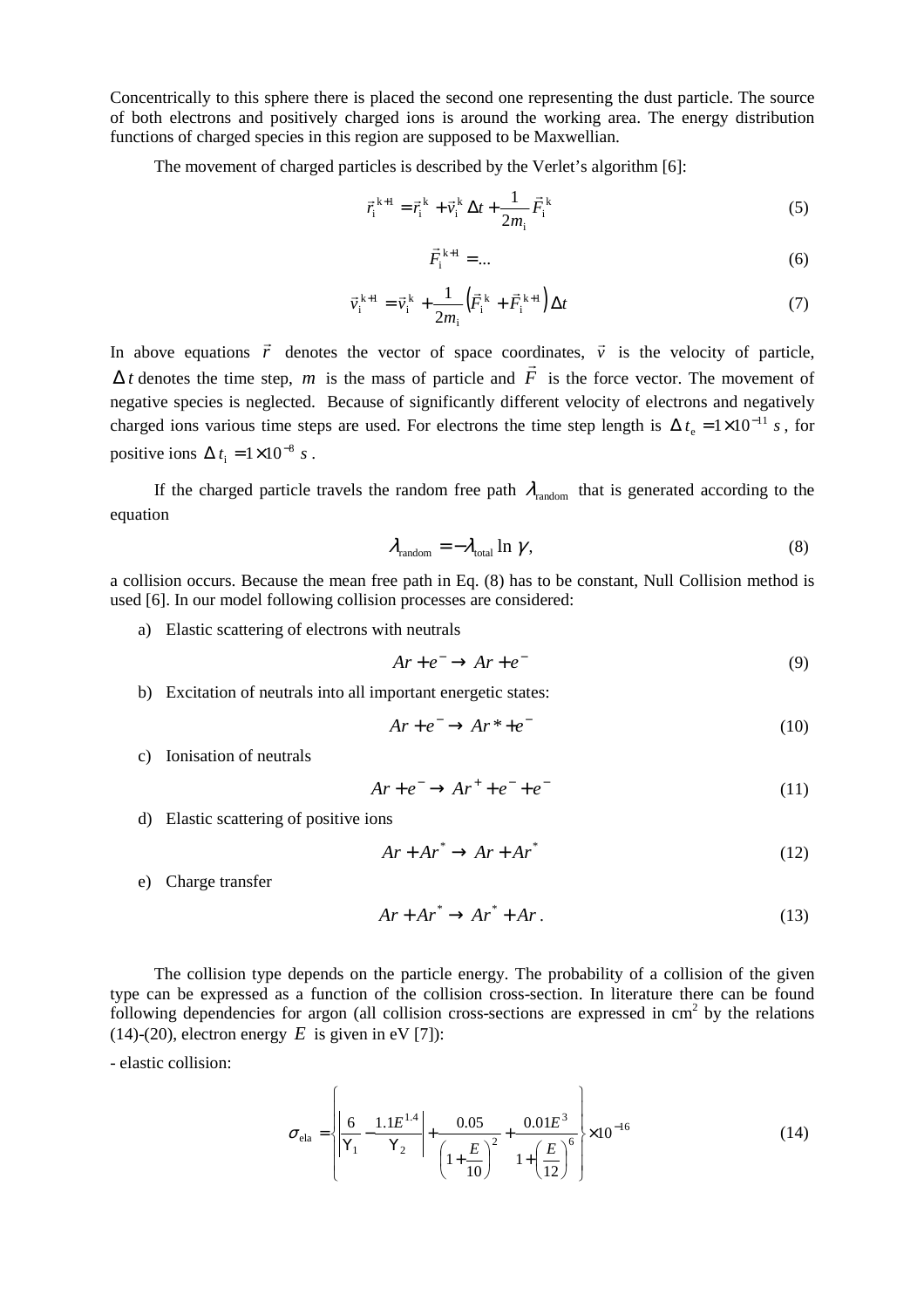Concentrically to this sphere there is placed the second one representing the dust particle. The source of both electrons and positively charged ions is around the working area. The energy distribution functions of charged species in this region are supposed to be Maxwellian.

The movement of charged particles is described by the Verlet's algorithm [6]:

$$\vec{r}_\mathrm{i}^{\,\mathrm{k+1}} = \vec{r}_\mathrm{i}^{\,\mathrm{k}} + \vec{v}_\mathrm{i}^{\,\mathrm{k}}\,\Delta t + \frac{1}{2m_\mathrm{i}}\vec{F}_\mathrm{i}^{\,\mathrm{k}} \tag{5}$$

$$\vec{F}_\mathrm{i}^{\,\mathrm{k+1}} = ... \tag{6}$$

$$\vec{v}_\mathrm{i}^{\,\mathrm{k+1}} = \vec{v}_\mathrm{i}^{\,\mathrm{k}} + \frac{1}{2m_\mathrm{i}}\left(\vec{F}_\mathrm{i}^{\,\mathrm{k}} + \vec{F}_\mathrm{i}^{\,\mathrm{k+1}}\right)\Delta t \tag{7}$$

In above equations $\vec{r}$ denotes the vector of space coordinates, $\vec{v}$ is the velocity of particle, $\Delta t$ denotes the time step, $m$ is the mass of particle and $\vec{F}$ is the force vector. The movement of negative species is neglected. Because of significantly different velocity of electrons and negatively charged ions various time steps are used. For electrons the time step length is $\Delta t_\mathrm{e} = 1\times10^{-11}\ s$, for positive ions $\Delta t_\mathrm{i} = 1\times10^{-8}\ s$.

If the charged particle travels the random free path $\lambda_\mathrm{random}$ that is generated according to the equation

$$\lambda_\mathrm{random} = -\lambda_\mathrm{total}\ln\gamma, \tag{8}$$

a collision occurs. Because the mean free path in Eq. (8) has to be constant, Null Collision method is used [6]. In our model following collision processes are considered:

a) Elastic scattering of electrons with neutrals

$$Ar + e^- \rightarrow Ar + e^- \tag{9}$$

b) Excitation of neutrals into all important energetic states:

$$Ar + e^- \rightarrow Ar* + e^- \tag{10}$$

c) Ionisation of neutrals

$$Ar + e^- \rightarrow Ar^+ + e^- + e^- \tag{11}$$

d) Elastic scattering of positive ions

$$Ar + Ar^* \rightarrow Ar + Ar^* \tag{12}$$

e) Charge transfer

$$Ar + Ar^* \rightarrow Ar^* + Ar\,. \tag{13}$$

The collision type depends on the particle energy. The probability of a collision of the given type can be expressed as a function of the collision cross-section. In literature there can be found following dependencies for argon (all collision cross-sections are expressed in cm$^2$ by the relations (14)-(20), electron energy $E$ is given in eV [7]):

- elastic collision:

$$\sigma_\mathrm{ela} = \left\{\left|\frac{6}{\Upsilon_1} - \frac{1.1E^{1.4}}{\Upsilon_2}\right| + \frac{0.05}{\left(1+\dfrac{E}{10}\right)^2} + \frac{0.01E^3}{1+\left(\dfrac{E}{12}\right)^6}\right\}\times10^{-16} \tag{14}$$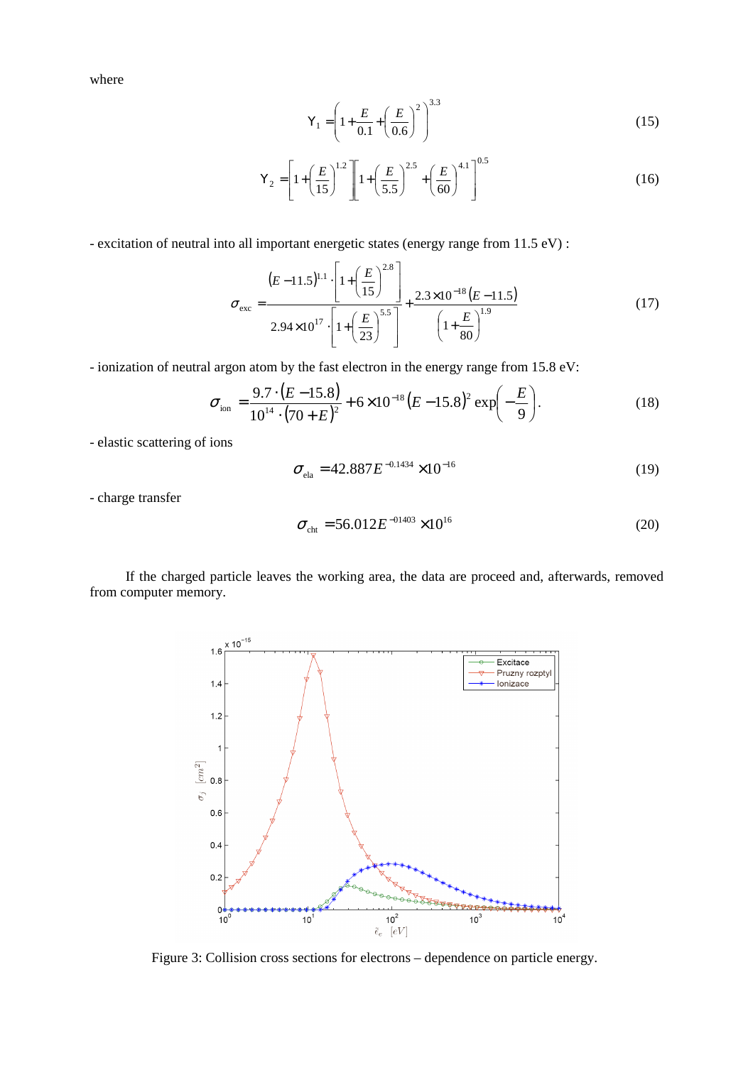where

$$\Upsilon_1 = \left(1 + \frac{E}{0.1} + \left(\frac{E}{0.6}\right)^2\right)^{3.3} \tag{15}$$

$$\Upsilon_2 = \left[1 + \left(\frac{E}{15}\right)^{1.2}\right]\left[1 + \left(\frac{E}{5.5}\right)^{2.5} + \left(\frac{E}{60}\right)^{4.1}\right]^{0.5} \tag{16}$$

- excitation of neutral into all important energetic states (energy range from 11.5 eV) :

$$\sigma_{\text{exc}} = \frac{(E - 11.5)^{1.1} \cdot \left[1 + \left(\frac{E}{15}\right)^{2.8}\right]}{2.94 \times 10^{17} \cdot \left[1 + \left(\frac{E}{23}\right)^{5.5}\right]} + \frac{2.3 \times 10^{-18}(E - 11.5)}{\left(1 + \frac{E}{80}\right)^{1.9}} \tag{17}$$

- ionization of neutral argon atom by the fast electron in the energy range from 15.8 eV:

$$\sigma_{\text{ion}} = \frac{9.7 \cdot (E - 15.8)}{10^{14} \cdot (70 + E)^2} + 6 \times 10^{-18}(E - 15.8)^2 \exp\left(-\frac{E}{9}\right). \tag{18}$$

- elastic scattering of ions

$$\sigma_{\text{ela}} = 42.887 E^{-0.1434} \times 10^{-16} \tag{19}$$

- charge transfer

$$\sigma_{\text{cht}} = 56.012 E^{-01403} \times 10^{16} \tag{20}$$

If the charged particle leaves the working area, the data are proceed and, afterwards, removed from computer memory.

x 10^-15
1.6
1.4
1.2
1
0.8
0.6
0.4
0.2
0
$\sigma_j$ $[cm^2]$
10^0
10^1
10^2
10^3
10^4
$\tilde{e}_e$ $[eV]$
Excitace
Pruzny rozptyl
Ionizace

Figure 3: Collision cross sections for electrons – dependence on particle energy.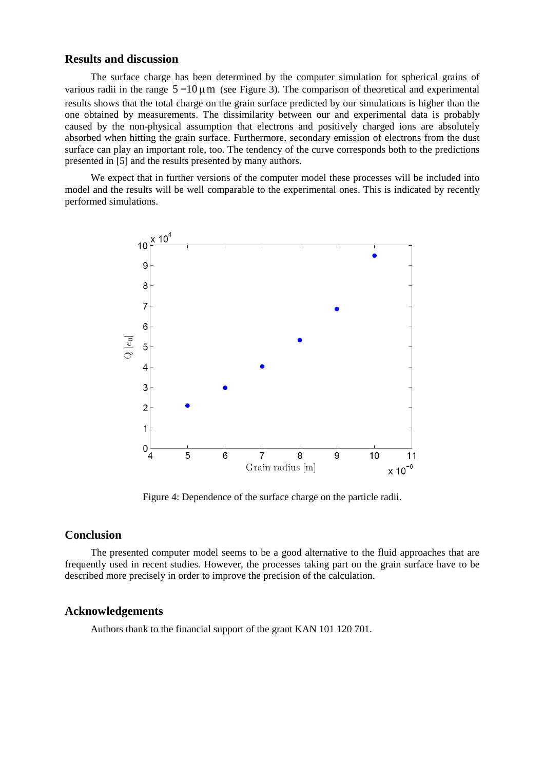## Results and discussion

The surface charge has been determined by the computer simulation for spherical grains of various radii in the range $5 - 10\,\mu\text{m}$ (see Figure 3). The comparison of theoretical and experimental results shows that the total charge on the grain surface predicted by our simulations is higher than the one obtained by measurements. The dissimilarity between our and experimental data is probably caused by the non-physical assumption that electrons and positively charged ions are absolutely absorbed when hitting the grain surface. Furthermore, secondary emission of electrons from the dust surface can play an important role, too. The tendency of the curve corresponds both to the predictions presented in [5] and the results presented by many authors.

We expect that in further versions of the computer model these processes will be included into model and the results will be well comparable to the experimental ones. This is indicated by recently performed simulations.

x $10^4$
10
9
8
7
6
5
4
3
2
1
0
$Q\ [e_0]$
4
5
6
7
8
9
10
11
Grain radius [m]
x $10^{-6}$

Figure 4: Dependence of the surface charge on the particle radii.

## Conclusion

The presented computer model seems to be a good alternative to the fluid approaches that are frequently used in recent studies. However, the processes taking part on the grain surface have to be described more precisely in order to improve the precision of the calculation.

## Acknowledgements

Authors thank to the financial support of the grant KAN 101 120 701.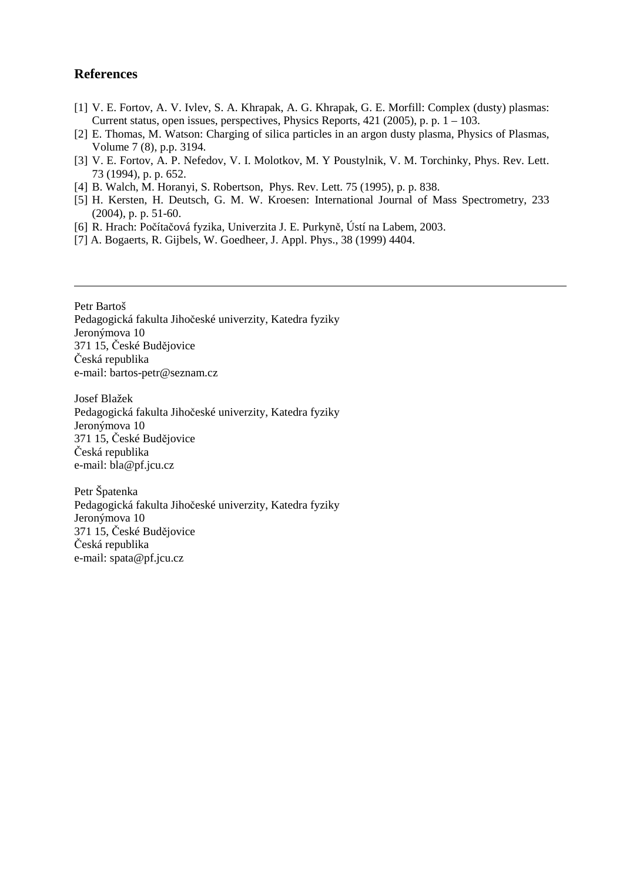## References

[1] V. E. Fortov, A. V. Ivlev, S. A. Khrapak, A. G. Khrapak, G. E. Morfill: Complex (dusty) plasmas: Current status, open issues, perspectives, Physics Reports, 421 (2005), p. p. 1 – 103.

[2] E. Thomas, M. Watson: Charging of silica particles in an argon dusty plasma, Physics of Plasmas, Volume 7 (8), p.p. 3194.

[3] V. E. Fortov, A. P. Nefedov, V. I. Molotkov, M. Y Poustylnik, V. M. Torchinky, Phys. Rev. Lett. 73 (1994), p. p. 652.

[4] B. Walch, M. Horanyi, S. Robertson, Phys. Rev. Lett. 75 (1995), p. p. 838.

[5] H. Kersten, H. Deutsch, G. M. W. Kroesen: International Journal of Mass Spectrometry, 233 (2004), p. p. 51-60.

[6] R. Hrach: Počítačová fyzika, Univerzita J. E. Purkyně, Ústí na Labem, 2003.

[7] A. Bogaerts, R. Gijbels, W. Goedheer, J. Appl. Phys., 38 (1999) 4404.

---

Petr Bartoš
Pedagogická fakulta Jihočeské univerzity, Katedra fyziky
Jeronýmova 10
371 15, České Budějovice
Česká republika
e-mail: bartos-petr@seznam.cz

Josef Blažek
Pedagogická fakulta Jihočeské univerzity, Katedra fyziky
Jeronýmova 10
371 15, České Budějovice
Česká republika
e-mail: bla@pf.jcu.cz

Petr Špatenka
Pedagogická fakulta Jihočeské univerzity, Katedra fyziky
Jeronýmova 10
371 15, České Budějovice
Česká republika
e-mail: spata@pf.jcu.cz